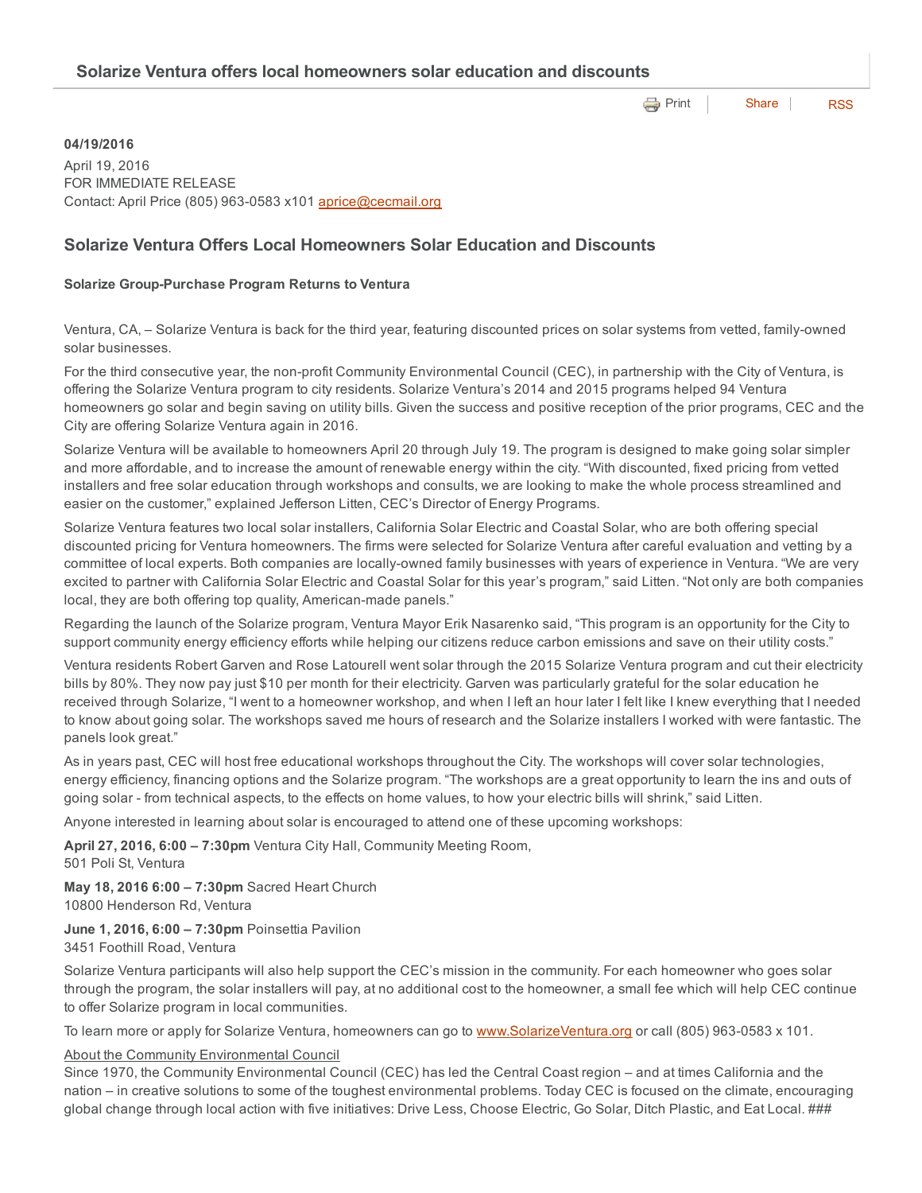## Solarize Ventura offers local homeowners solar education and discounts

Print | Share | RSS

**04/19/2016**

April 19, 2016
FOR IMMEDIATE RELEASE
Contact: April Price (805) 963-0583 x101 aprice@cecmail.org

## Solarize Ventura Offers Local Homeowners Solar Education and Discounts

**Solarize Group-Purchase Program Returns to Ventura**

Ventura, CA, – Solarize Ventura is back for the third year, featuring discounted prices on solar systems from vetted, family-owned solar businesses.

For the third consecutive year, the non-profit Community Environmental Council (CEC), in partnership with the City of Ventura, is offering the Solarize Ventura program to city residents. Solarize Ventura's 2014 and 2015 programs helped 94 Ventura homeowners go solar and begin saving on utility bills. Given the success and positive reception of the prior programs, CEC and the City are offering Solarize Ventura again in 2016.

Solarize Ventura will be available to homeowners April 20 through July 19. The program is designed to make going solar simpler and more affordable, and to increase the amount of renewable energy within the city. "With discounted, fixed pricing from vetted installers and free solar education through workshops and consults, we are looking to make the whole process streamlined and easier on the customer," explained Jefferson Litten, CEC's Director of Energy Programs.

Solarize Ventura features two local solar installers, California Solar Electric and Coastal Solar, who are both offering special discounted pricing for Ventura homeowners. The firms were selected for Solarize Ventura after careful evaluation and vetting by a committee of local experts. Both companies are locally-owned family businesses with years of experience in Ventura. "We are very excited to partner with California Solar Electric and Coastal Solar for this year's program," said Litten. "Not only are both companies local, they are both offering top quality, American-made panels."

Regarding the launch of the Solarize program, Ventura Mayor Erik Nasarenko said, "This program is an opportunity for the City to support community energy efficiency efforts while helping our citizens reduce carbon emissions and save on their utility costs."

Ventura residents Robert Garven and Rose Latourell went solar through the 2015 Solarize Ventura program and cut their electricity bills by 80%. They now pay just $10 per month for their electricity. Garven was particularly grateful for the solar education he received through Solarize, "I went to a homeowner workshop, and when I left an hour later I felt like I knew everything that I needed to know about going solar. The workshops saved me hours of research and the Solarize installers I worked with were fantastic. The panels look great."

As in years past, CEC will host free educational workshops throughout the City. The workshops will cover solar technologies, energy efficiency, financing options and the Solarize program. "The workshops are a great opportunity to learn the ins and outs of going solar - from technical aspects, to the effects on home values, to how your electric bills will shrink," said Litten.

Anyone interested in learning about solar is encouraged to attend one of these upcoming workshops:

**April 27, 2016, 6:00 – 7:30pm** Ventura City Hall, Community Meeting Room,
501 Poli St, Ventura

**May 18, 2016 6:00 – 7:30pm** Sacred Heart Church
10800 Henderson Rd, Ventura

**June 1, 2016, 6:00 – 7:30pm** Poinsettia Pavilion
3451 Foothill Road, Ventura

Solarize Ventura participants will also help support the CEC's mission in the community. For each homeowner who goes solar through the program, the solar installers will pay, at no additional cost to the homeowner, a small fee which will help CEC continue to offer Solarize program in local communities.

To learn more or apply for Solarize Ventura, homeowners can go to www.SolarizeVentura.org or call (805) 963-0583 x 101.

About the Community Environmental Council
Since 1970, the Community Environmental Council (CEC) has led the Central Coast region – and at times California and the nation – in creative solutions to some of the toughest environmental problems. Today CEC is focused on the climate, encouraging global change through local action with five initiatives: Drive Less, Choose Electric, Go Solar, Ditch Plastic, and Eat Local. ###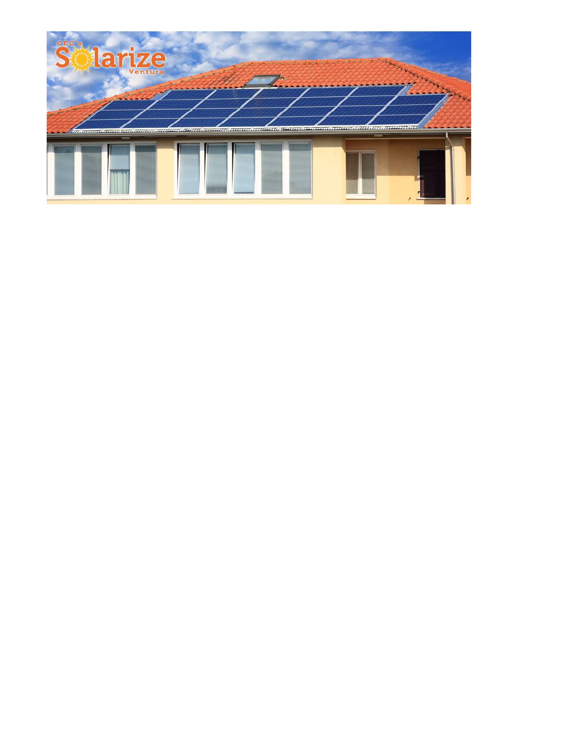CEC's Solarize Ventura